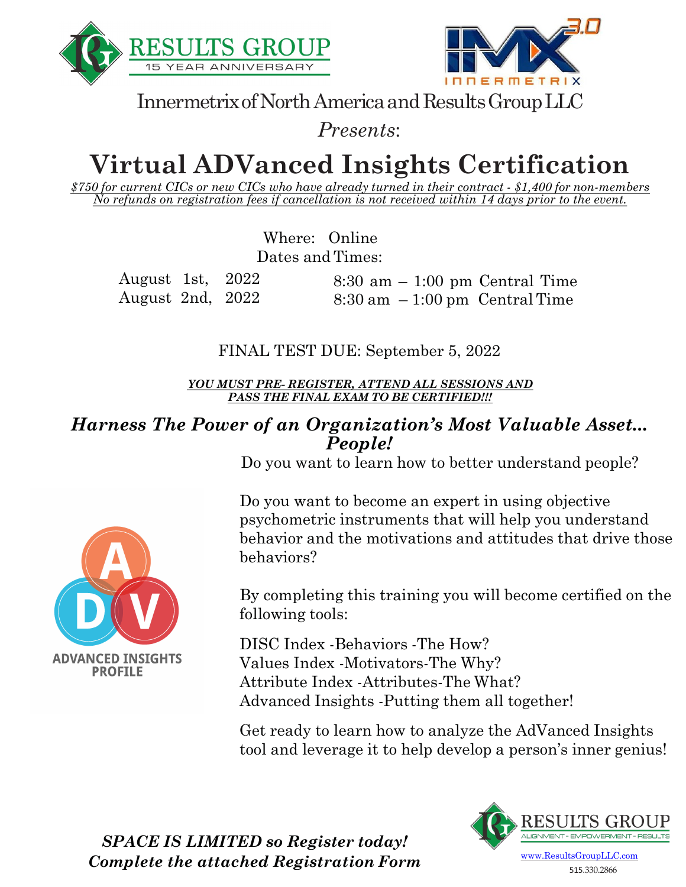RESULTS GROUP
15 YEAR ANNIVERSARY

INNERMETRIX 3.0

Innermetrix of North America and Results Group LLC

*Presents*:

# Virtual ADVanced Insights Certification

*$750 for current CICs or new CICs who have already turned in their contract - $1,400 for non-members*
*No refunds on registration fees if cancellation is not received within 14 days prior to the event.*

Where: Online

Dates and Times:

| | |
|---|---|
| August 1st, 2022 | 8:30 am – 1:00 pm Central Time |
| August 2nd, 2022 | 8:30 am – 1:00 pm Central Time |

FINAL TEST DUE: September 5, 2022

***YOU MUST PRE- REGISTER, ATTEND ALL SESSIONS AND PASS THE FINAL EXAM TO BE CERTIFIED!!!***

## *Harness The Power of an Organization's Most Valuable Asset... People!*

Do you want to learn how to better understand people?

Do you want to become an expert in using objective psychometric instruments that will help you understand behavior and the motivations and attitudes that drive those behaviors?

ADVANCED INSIGHTS PROFILE

By completing this training you will become certified on the following tools:

DISC Index -Behaviors -The How?
Values Index -Motivators-The Why?
Attribute Index -Attributes-The What?
Advanced Insights -Putting them all together!

Get ready to learn how to analyze the AdVanced Insights tool and leverage it to help develop a person's inner genius!

***SPACE IS LIMITED so Register today!***
***Complete the attached Registration Form***

RESULTS GROUP
ALIGNMENT - EMPOWERMENT - RESULTS
www.ResultsGroupLLC.com
515.330.2866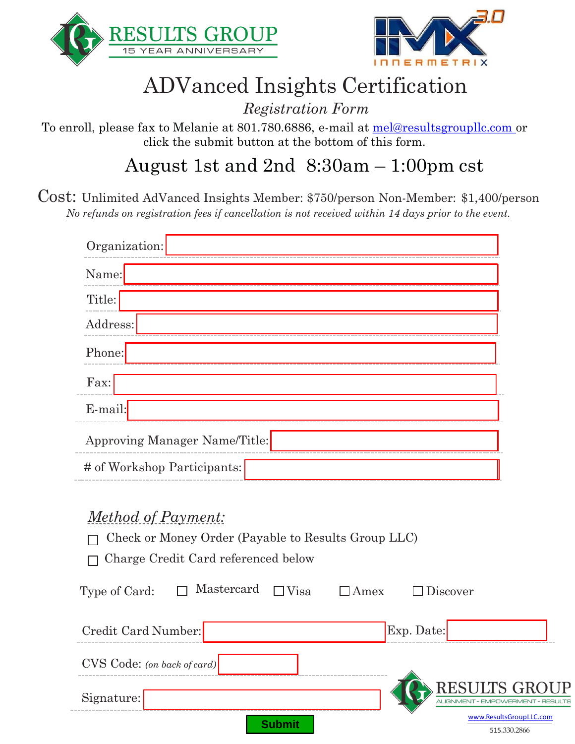RESULTS GROUP
15 YEAR ANNIVERSARY

INNERMETRIX

# ADVanced Insights Certification

*Registration Form*

To enroll, please fax to Melanie at 801.780.6886, e-mail at mel@resultsgroupllc.com or click the submit button at the bottom of this form.

## August 1st and 2nd 8:30am – 1:00pm cst

Cost: Unlimited AdVanced Insights Member: $750/person Non-Member: $1,400/person

*No refunds on registration fees if cancellation is not received within 14 days prior to the event.*

Organization:

Name:

Title:

Address:

Phone:

Fax:

E-mail:

Approving Manager Name/Title:

\# of Workshop Participants:

*Method of Payment:*

☐ Check or Money Order (Payable to Results Group LLC)

☐ Charge Credit Card referenced below

Type of Card: ☐ Mastercard ☐ Visa ☐ Amex ☐ Discover

Credit Card Number: Exp. Date:

CVS Code: *(on back of card)*

Signature:

Submit

RESULTS GROUP
ALIGNMENT - EMPOWERMENT - RESULTS

www.ResultsGroupLLC.com

515.330.2866